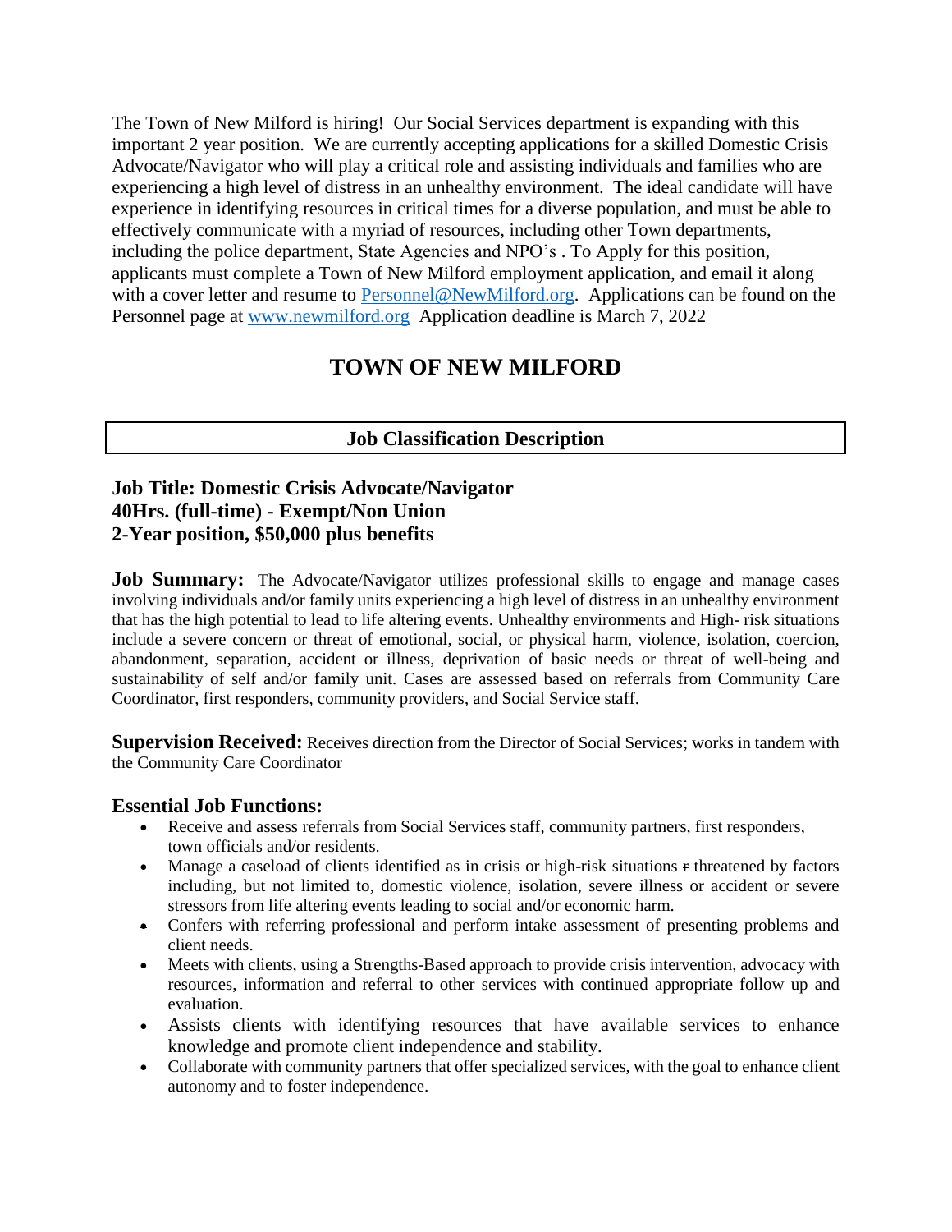The Town of New Milford is hiring! Our Social Services department is expanding with this important 2 year position. We are currently accepting applications for a skilled Domestic Crisis Advocate/Navigator who will play a critical role and assisting individuals and families who are experiencing a high level of distress in an unhealthy environment. The ideal candidate will have experience in identifying resources in critical times for a diverse population, and must be able to effectively communicate with a myriad of resources, including other Town departments, including the police department, State Agencies and NPO's . To Apply for this position, applicants must complete a Town of New Milford employment application, and email it along with a cover letter and resume to [Personnel@NewMilford.org](mailto:Personnel@NewMilford.org). Applications can be found on the Personnel page at [www.newmilford.org](http://www.newmilford.org) Application deadline is March 7, 2022

# TOWN OF NEW MILFORD

## Job Classification Description

### Job Title: Domestic Crisis Advocate/Navigator
### 40Hrs. (full-time) - Exempt/Non Union
### 2-Year position, $50,000 plus benefits

**Job Summary:** The Advocate/Navigator utilizes professional skills to engage and manage cases involving individuals and/or family units experiencing a high level of distress in an unhealthy environment that has the high potential to lead to life altering events. Unhealthy environments and High- risk situations include a severe concern or threat of emotional, social, or physical harm, violence, isolation, coercion, abandonment, separation, accident or illness, deprivation of basic needs or threat of well-being and sustainability of self and/or family unit. Cases are assessed based on referrals from Community Care Coordinator, first responders, community providers, and Social Service staff.

**Supervision Received:** Receives direction from the Director of Social Services; works in tandem with the Community Care Coordinator

**Essential Job Functions:**

- Receive and assess referrals from Social Services staff, community partners, first responders, town officials and/or residents.
- Manage a caseload of clients identified as in crisis or high-risk situations threatened by factors including, but not limited to, domestic violence, isolation, severe illness or accident or severe stressors from life altering events leading to social and/or economic harm.
- Confers with referring professional and perform intake assessment of presenting problems and client needs.
- Meets with clients, using a Strengths-Based approach to provide crisis intervention, advocacy with resources, information and referral to other services with continued appropriate follow up and evaluation.
- Assists clients with identifying resources that have available services to enhance knowledge and promote client independence and stability.
- Collaborate with community partners that offer specialized services, with the goal to enhance client autonomy and to foster independence.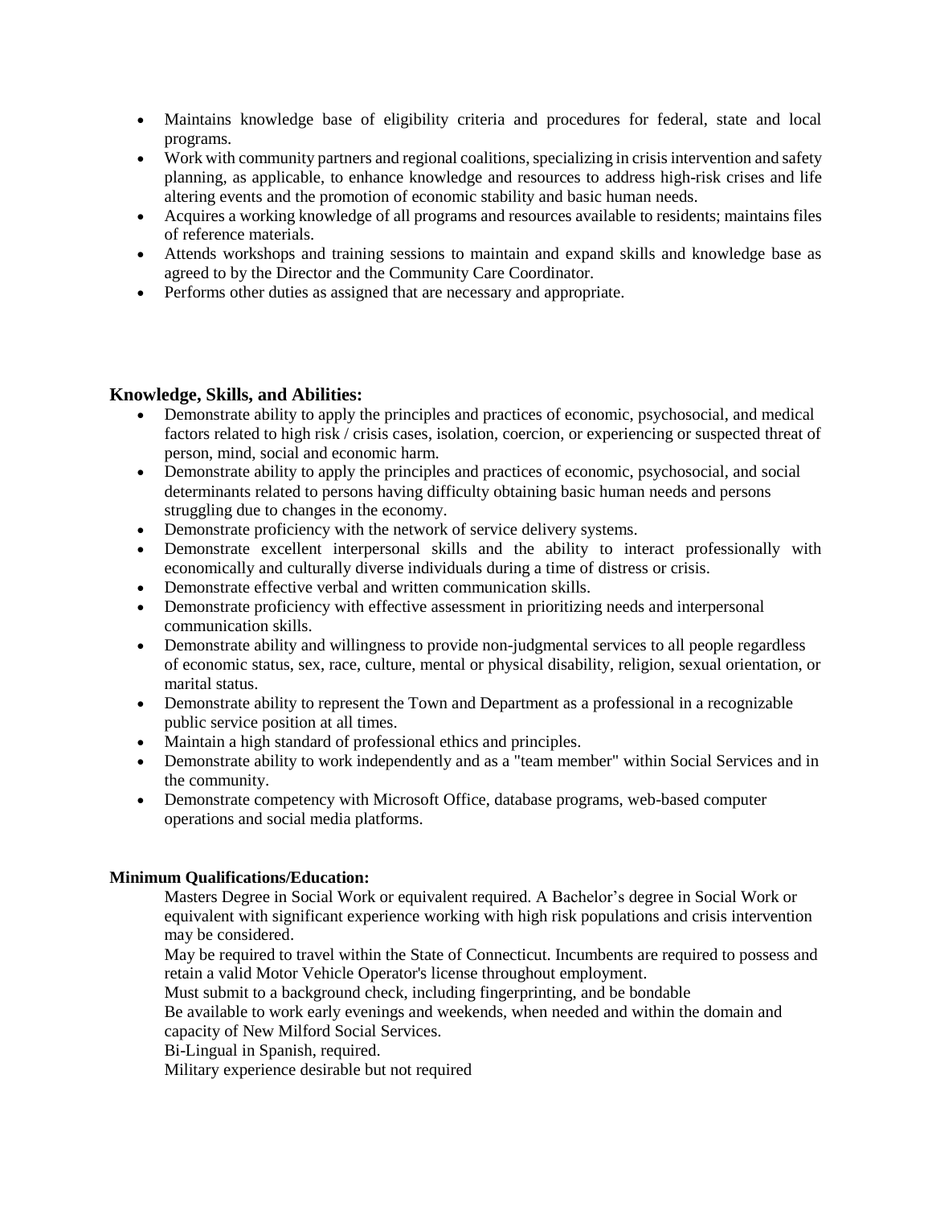- Maintains knowledge base of eligibility criteria and procedures for federal, state and local programs.
- Work with community partners and regional coalitions, specializing in crisis intervention and safety planning, as applicable, to enhance knowledge and resources to address high-risk crises and life altering events and the promotion of economic stability and basic human needs.
- Acquires a working knowledge of all programs and resources available to residents; maintains files of reference materials.
- Attends workshops and training sessions to maintain and expand skills and knowledge base as agreed to by the Director and the Community Care Coordinator.
- Performs other duties as assigned that are necessary and appropriate.

## Knowledge, Skills, and Abilities:

- Demonstrate ability to apply the principles and practices of economic, psychosocial, and medical factors related to high risk / crisis cases, isolation, coercion, or experiencing or suspected threat of person, mind, social and economic harm.
- Demonstrate ability to apply the principles and practices of economic, psychosocial, and social determinants related to persons having difficulty obtaining basic human needs and persons struggling due to changes in the economy.
- Demonstrate proficiency with the network of service delivery systems.
- Demonstrate excellent interpersonal skills and the ability to interact professionally with economically and culturally diverse individuals during a time of distress or crisis.
- Demonstrate effective verbal and written communication skills.
- Demonstrate proficiency with effective assessment in prioritizing needs and interpersonal communication skills.
- Demonstrate ability and willingness to provide non-judgmental services to all people regardless of economic status, sex, race, culture, mental or physical disability, religion, sexual orientation, or marital status.
- Demonstrate ability to represent the Town and Department as a professional in a recognizable public service position at all times.
- Maintain a high standard of professional ethics and principles.
- Demonstrate ability to work independently and as a "team member" within Social Services and in the community.
- Demonstrate competency with Microsoft Office, database programs, web-based computer operations and social media platforms.

**Minimum Qualifications/Education:**

Masters Degree in Social Work or equivalent required. A Bachelor's degree in Social Work or equivalent with significant experience working with high risk populations and crisis intervention may be considered.

May be required to travel within the State of Connecticut. Incumbents are required to possess and retain a valid Motor Vehicle Operator's license throughout employment.

Must submit to a background check, including fingerprinting, and be bondable

Be available to work early evenings and weekends, when needed and within the domain and capacity of New Milford Social Services.

Bi-Lingual in Spanish, required.

Military experience desirable but not required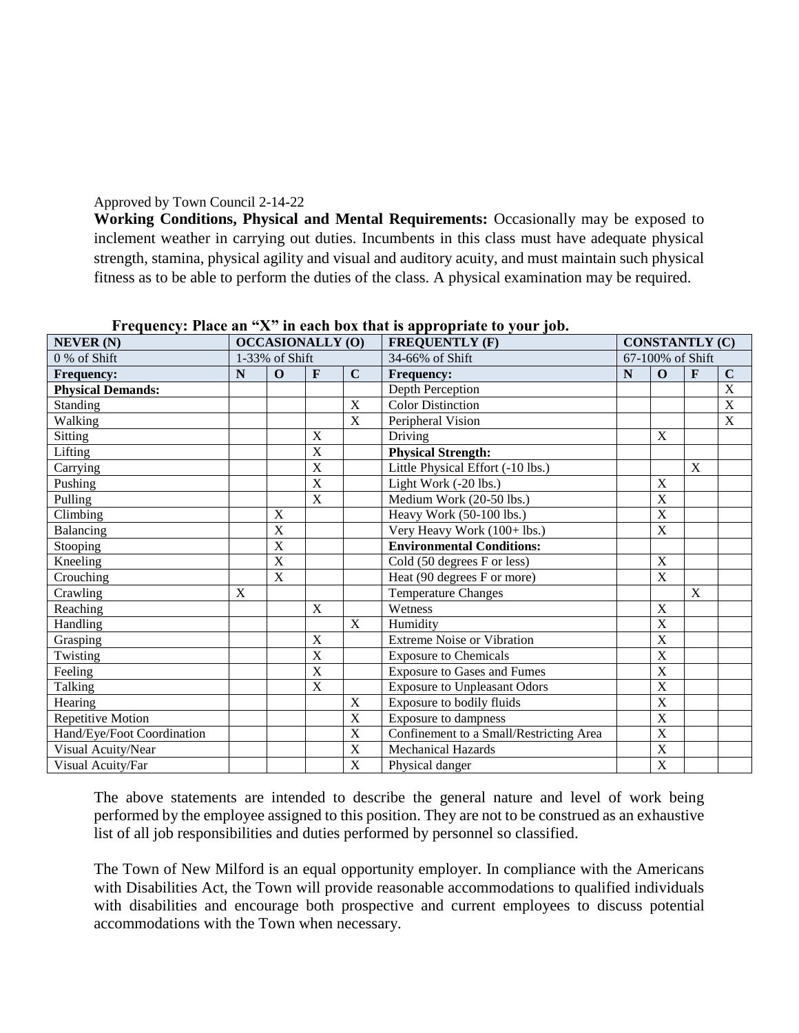Approved by Town Council 2-14-22

**Working Conditions, Physical and Mental Requirements:** Occasionally may be exposed to inclement weather in carrying out duties. Incumbents in this class must have adequate physical strength, stamina, physical agility and visual and auditory acuity, and must maintain such physical fitness as to be able to perform the duties of the class. A physical examination may be required.

**Frequency: Place an "X" in each box that is appropriate to your job.**

| **NEVER (N)** | **OCCASIONALLY (O)** | | | | **FREQUENTLY (F)** | **CONSTANTLY (C)** | | | |
|---|---|---|---|---|---|---|---|---|---|
| 0 % of Shift | 1-33% of Shift | | | | 34-66% of Shift | 67-100% of Shift | | | |
| **Frequency:** | **N** | **O** | **F** | **C** | **Frequency:** | **N** | **O** | **F** | **C** |
| **Physical Demands:** | | | | | Depth Perception | | | | X |
| Standing | | | | X | Color Distinction | | | | X |
| Walking | | | | X | Peripheral Vision | | | | X |
| Sitting | | | X | | Driving | | X | | |
| Lifting | | | X | | **Physical Strength:** | | | | |
| Carrying | | | X | | Little Physical Effort (-10 lbs.) | | | X | |
| Pushing | | | X | | Light Work (-20 lbs.) | | X | | |
| Pulling | | | X | | Medium Work (20-50 lbs.) | | X | | |
| Climbing | | X | | | Heavy Work (50-100 lbs.) | | X | | |
| Balancing | | X | | | Very Heavy Work (100+ lbs.) | | X | | |
| Stooping | | X | | | **Environmental Conditions:** | | | | |
| Kneeling | | X | | | Cold (50 degrees F or less) | | X | | |
| Crouching | | X | | | Heat (90 degrees F or more) | | X | | |
| Crawling | X | | | | Temperature Changes | | | X | |
| Reaching | | | X | | Wetness | | X | | |
| Handling | | | | X | Humidity | | X | | |
| Grasping | | | X | | Extreme Noise or Vibration | | X | | |
| Twisting | | | X | | Exposure to Chemicals | | X | | |
| Feeling | | | X | | Exposure to Gases and Fumes | | X | | |
| Talking | | | X | | Exposure to Unpleasant Odors | | X | | |
| Hearing | | | | X | Exposure to bodily fluids | | X | | |
| Repetitive Motion | | | | X | Exposure to dampness | | X | | |
| Hand/Eye/Foot Coordination | | | | X | Confinement to a Small/Restricting Area | | X | | |
| Visual Acuity/Near | | | | X | Mechanical Hazards | | X | | |
| Visual Acuity/Far | | | | X | Physical danger | | X | | |

The above statements are intended to describe the general nature and level of work being performed by the employee assigned to this position. They are not to be construed as an exhaustive list of all job responsibilities and duties performed by personnel so classified.

The Town of New Milford is an equal opportunity employer. In compliance with the Americans with Disabilities Act, the Town will provide reasonable accommodations to qualified individuals with disabilities and encourage both prospective and current employees to discuss potential accommodations with the Town when necessary.